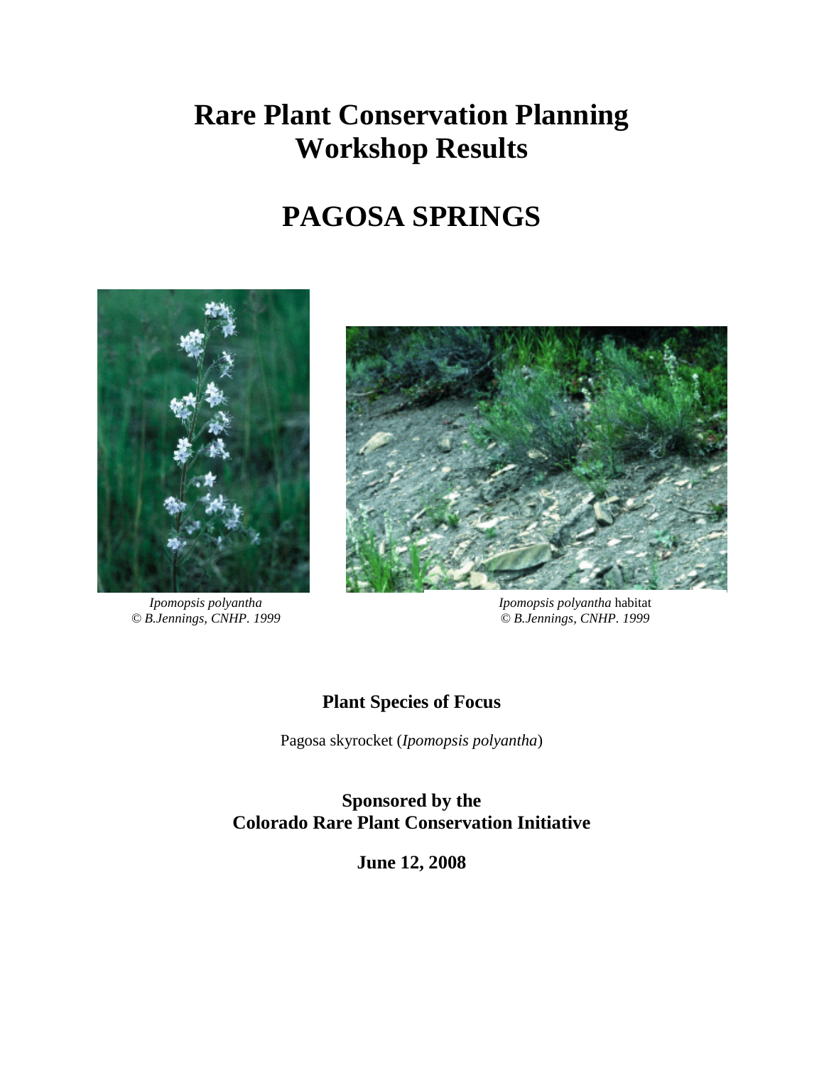# Rare Plant Conservation Planning Workshop Results

# PAGOSA SPRINGS

*Ipomopsis polyantha*
*© B.Jennings, CNHP. 1999*

*Ipomopsis polyantha* habitat
*© B.Jennings, CNHP. 1999*

**Plant Species of Focus**

Pagosa skyrocket (*Ipomopsis polyantha*)

**Sponsored by the**
**Colorado Rare Plant Conservation Initiative**

**June 12, 2008**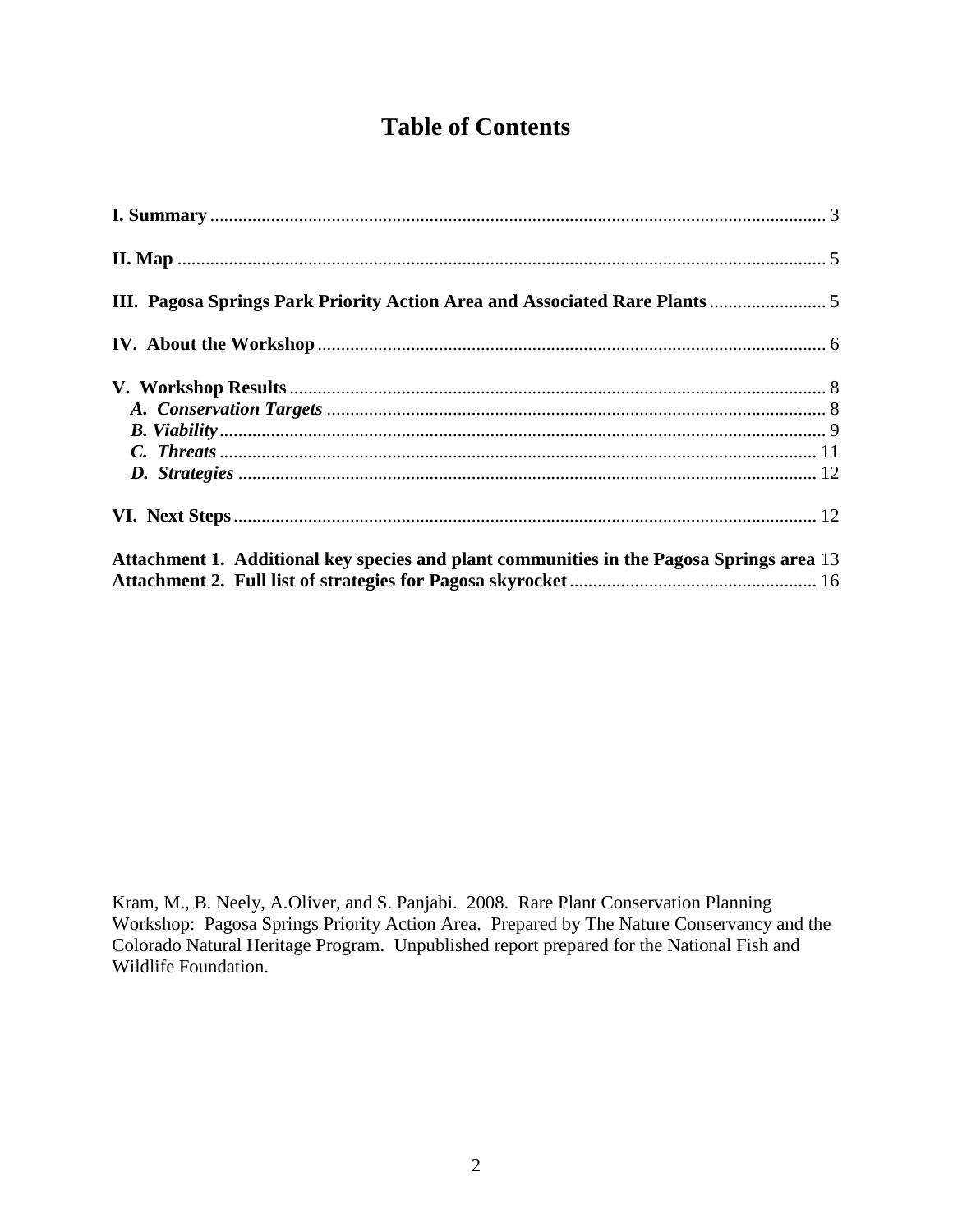# Table of Contents

**I. Summary** ........ 3

**II. Map** ........ 5

**III. Pagosa Springs Park Priority Action Area and Associated Rare Plants** ........ 5

**IV. About the Workshop** ........ 6

**V. Workshop Results** ........ 8
- ***A. Conservation Targets*** ........ 8
- ***B. Viability*** ........ 9
- ***C. Threats*** ........ 11
- ***D. Strategies*** ........ 12

**VI. Next Steps** ........ 12

**Attachment 1. Additional key species and plant communities in the Pagosa Springs area** 13
**Attachment 2. Full list of strategies for Pagosa skyrocket** ........ 16

Kram, M., B. Neely, A.Oliver, and S. Panjabi. 2008. Rare Plant Conservation Planning Workshop: Pagosa Springs Priority Action Area. Prepared by The Nature Conservancy and the Colorado Natural Heritage Program. Unpublished report prepared for the National Fish and Wildlife Foundation.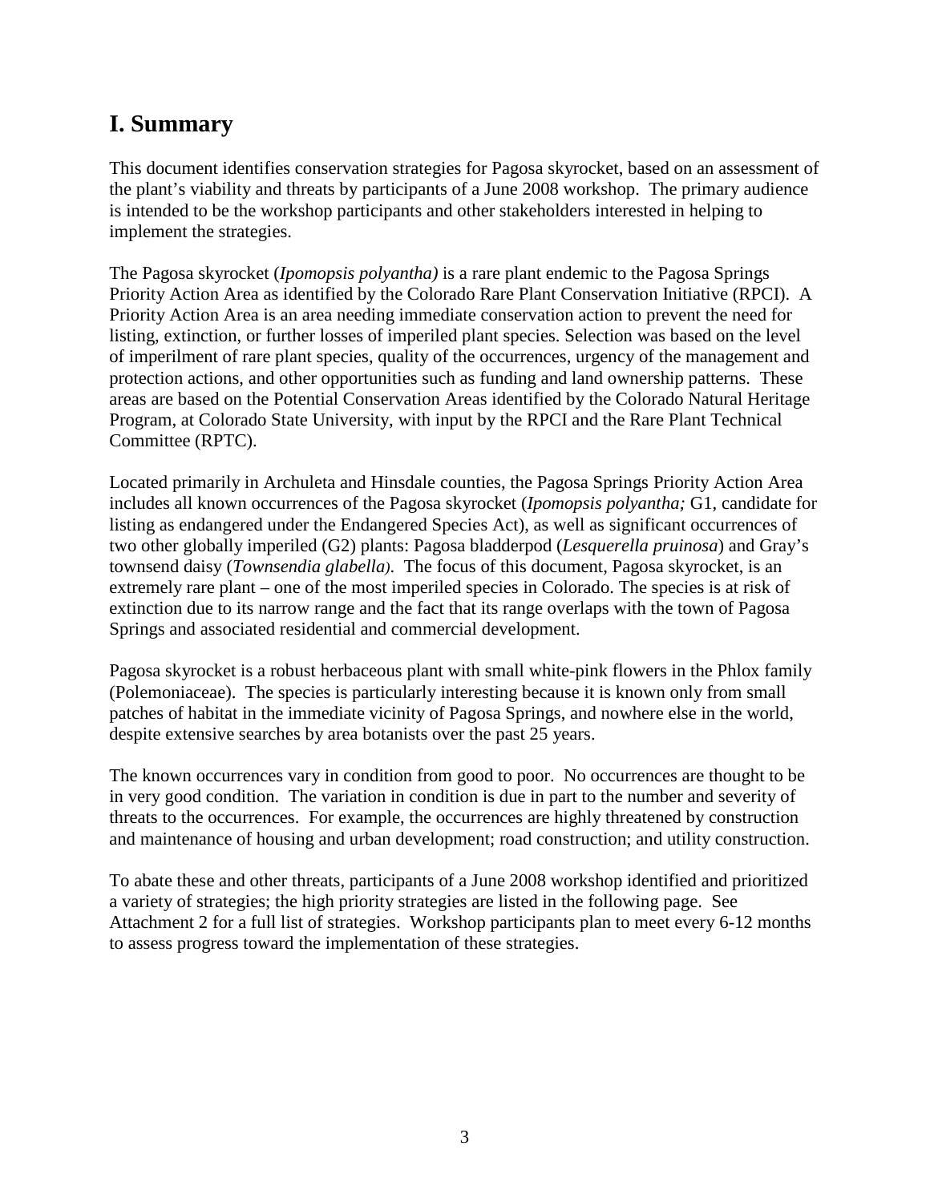## I. Summary

This document identifies conservation strategies for Pagosa skyrocket, based on an assessment of the plant's viability and threats by participants of a June 2008 workshop. The primary audience is intended to be the workshop participants and other stakeholders interested in helping to implement the strategies.

The Pagosa skyrocket (*Ipomopsis polyantha)* is a rare plant endemic to the Pagosa Springs Priority Action Area as identified by the Colorado Rare Plant Conservation Initiative (RPCI). A Priority Action Area is an area needing immediate conservation action to prevent the need for listing, extinction, or further losses of imperiled plant species. Selection was based on the level of imperilment of rare plant species, quality of the occurrences, urgency of the management and protection actions, and other opportunities such as funding and land ownership patterns. These areas are based on the Potential Conservation Areas identified by the Colorado Natural Heritage Program, at Colorado State University, with input by the RPCI and the Rare Plant Technical Committee (RPTC).

Located primarily in Archuleta and Hinsdale counties, the Pagosa Springs Priority Action Area includes all known occurrences of the Pagosa skyrocket (*Ipomopsis polyantha;* G1, candidate for listing as endangered under the Endangered Species Act), as well as significant occurrences of two other globally imperiled (G2) plants: Pagosa bladderpod (*Lesquerella pruinosa*) and Gray's townsend daisy (*Townsendia glabella).* The focus of this document, Pagosa skyrocket, is an extremely rare plant – one of the most imperiled species in Colorado. The species is at risk of extinction due to its narrow range and the fact that its range overlaps with the town of Pagosa Springs and associated residential and commercial development.

Pagosa skyrocket is a robust herbaceous plant with small white-pink flowers in the Phlox family (Polemoniaceae). The species is particularly interesting because it is known only from small patches of habitat in the immediate vicinity of Pagosa Springs, and nowhere else in the world, despite extensive searches by area botanists over the past 25 years.

The known occurrences vary in condition from good to poor. No occurrences are thought to be in very good condition. The variation in condition is due in part to the number and severity of threats to the occurrences. For example, the occurrences are highly threatened by construction and maintenance of housing and urban development; road construction; and utility construction.

To abate these and other threats, participants of a June 2008 workshop identified and prioritized a variety of strategies; the high priority strategies are listed in the following page. See Attachment 2 for a full list of strategies. Workshop participants plan to meet every 6-12 months to assess progress toward the implementation of these strategies.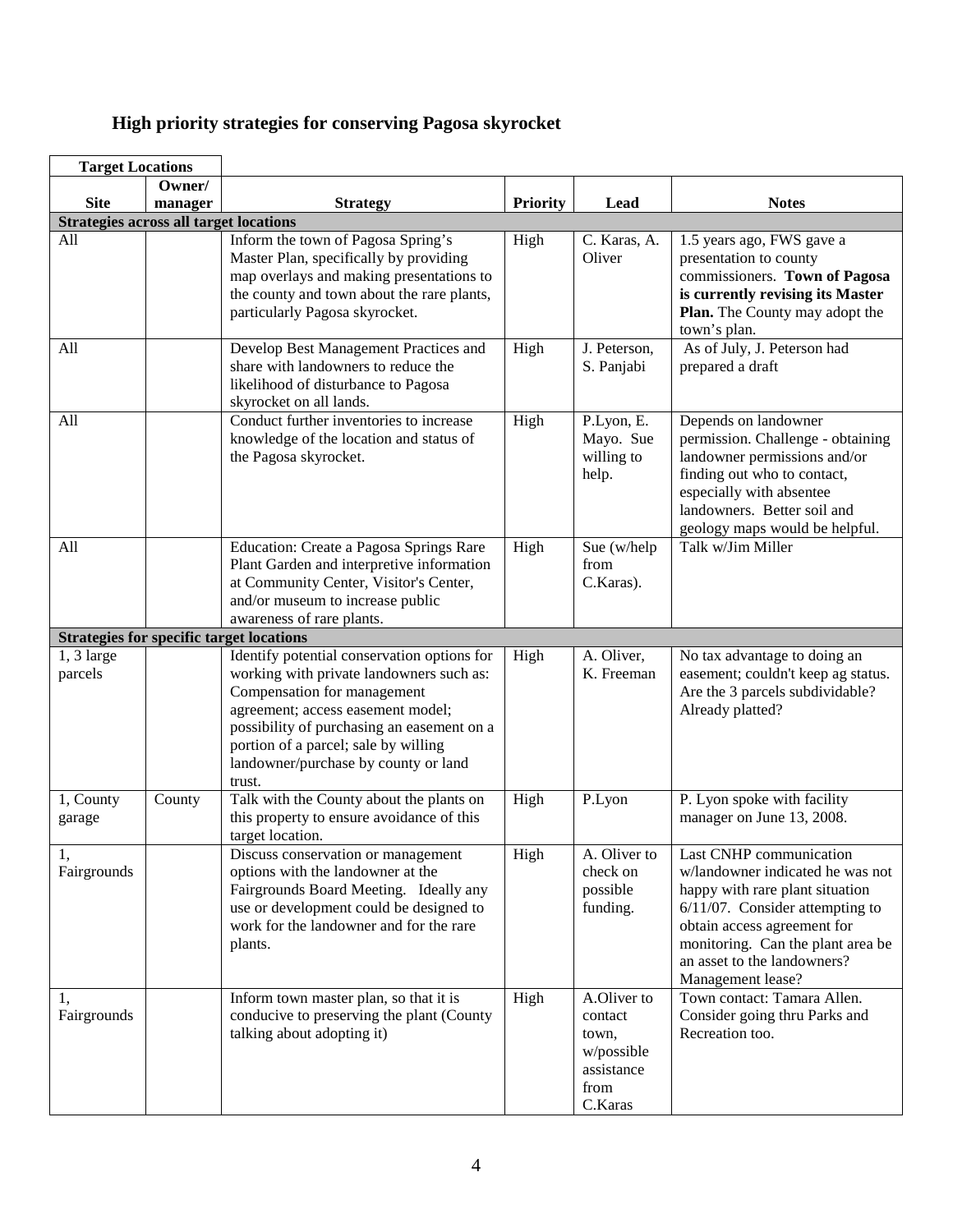# High priority strategies for conserving Pagosa skyrocket

| Target Locations | | | | | |
|---|---|---|---|---|---|
| **Site** | **Owner/ manager** | **Strategy** | **Priority** | **Lead** | **Notes** |
| **Strategies across all target locations** | | | | | |
| All | | Inform the town of Pagosa Spring's Master Plan, specifically by providing map overlays and making presentations to the county and town about the rare plants, particularly Pagosa skyrocket. | High | C. Karas, A. Oliver | 1.5 years ago, FWS gave a presentation to county commissioners. **Town of Pagosa is currently revising its Master Plan.** The County may adopt the town's plan. |
| All | | Develop Best Management Practices and share with landowners to reduce the likelihood of disturbance to Pagosa skyrocket on all lands. | High | J. Peterson, S. Panjabi | As of July, J. Peterson had prepared a draft |
| All | | Conduct further inventories to increase knowledge of the location and status of the Pagosa skyrocket. | High | P.Lyon, E. Mayo. Sue willing to help. | Depends on landowner permission. Challenge - obtaining landowner permissions and/or finding out who to contact, especially with absentee landowners. Better soil and geology maps would be helpful. |
| All | | Education: Create a Pagosa Springs Rare Plant Garden and interpretive information at Community Center, Visitor's Center, and/or museum to increase public awareness of rare plants. | High | Sue (w/help from C.Karas). | Talk w/Jim Miller |
| **Strategies for specific target locations** | | | | | |
| 1, 3 large parcels | | Identify potential conservation options for working with private landowners such as: Compensation for management agreement; access easement model; possibility of purchasing an easement on a portion of a parcel; sale by willing landowner/purchase by county or land trust. | High | A. Oliver, K. Freeman | No tax advantage to doing an easement; couldn't keep ag status. Are the 3 parcels subdividable? Already platted? |
| 1, County garage | County | Talk with the County about the plants on this property to ensure avoidance of this target location. | High | P.Lyon | P. Lyon spoke with facility manager on June 13, 2008. |
| 1, Fairgrounds | | Discuss conservation or management options with the landowner at the Fairgrounds Board Meeting. Ideally any use or development could be designed to work for the landowner and for the rare plants. | High | A. Oliver to check on possible funding. | Last CNHP communication w/landowner indicated he was not happy with rare plant situation 6/11/07. Consider attempting to obtain access agreement for monitoring. Can the plant area be an asset to the landowners? Management lease? |
| 1, Fairgrounds | | Inform town master plan, so that it is conducive to preserving the plant (County talking about adopting it) | High | A.Oliver to contact town, w/possible assistance from C.Karas | Town contact: Tamara Allen. Consider going thru Parks and Recreation too. |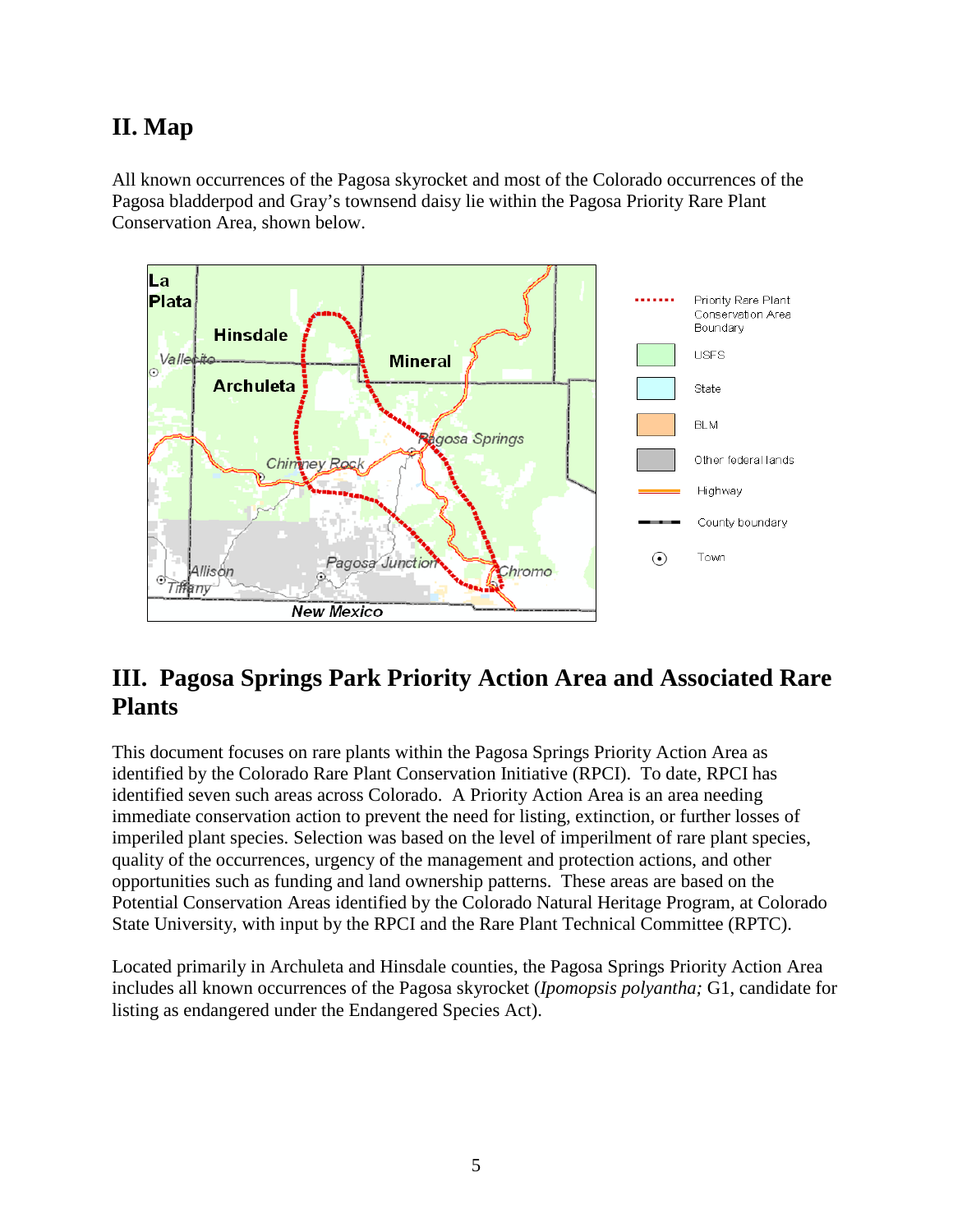## II. Map

All known occurrences of the Pagosa skyrocket and most of the Colorado occurrences of the Pagosa bladderpod and Gray's townsend daisy lie within the Pagosa Priority Rare Plant Conservation Area, shown below.

## III. Pagosa Springs Park Priority Action Area and Associated Rare Plants

This document focuses on rare plants within the Pagosa Springs Priority Action Area as identified by the Colorado Rare Plant Conservation Initiative (RPCI). To date, RPCI has identified seven such areas across Colorado. A Priority Action Area is an area needing immediate conservation action to prevent the need for listing, extinction, or further losses of imperiled plant species. Selection was based on the level of imperilment of rare plant species, quality of the occurrences, urgency of the management and protection actions, and other opportunities such as funding and land ownership patterns. These areas are based on the Potential Conservation Areas identified by the Colorado Natural Heritage Program, at Colorado State University, with input by the RPCI and the Rare Plant Technical Committee (RPTC).

Located primarily in Archuleta and Hinsdale counties, the Pagosa Springs Priority Action Area includes all known occurrences of the Pagosa skyrocket (*Ipomopsis polyantha;* G1, candidate for listing as endangered under the Endangered Species Act).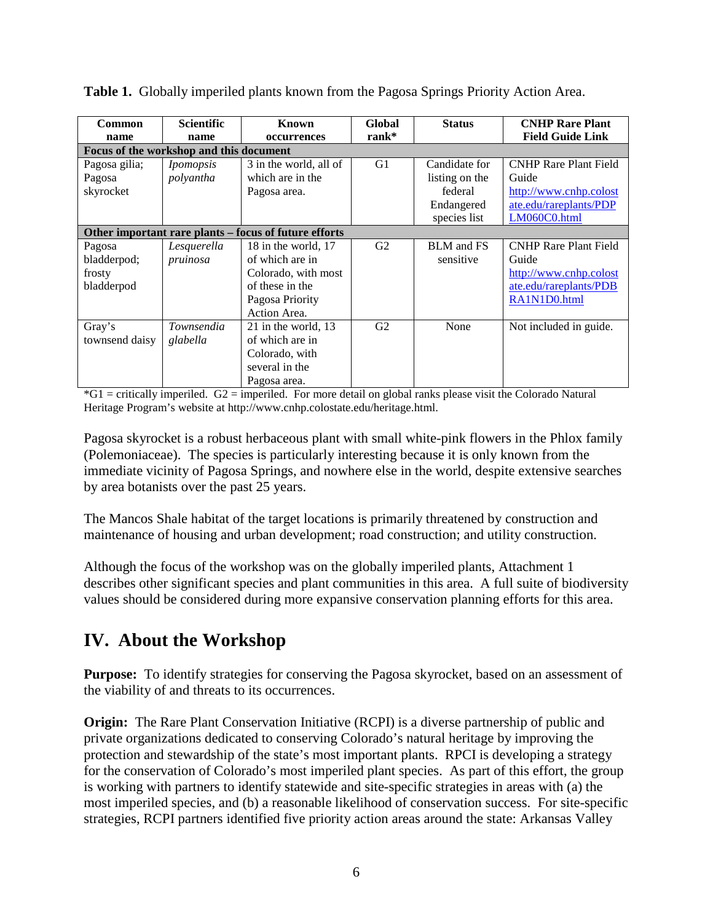**Table 1.** Globally imperiled plants known from the Pagosa Springs Priority Action Area.

| Common name | Scientific name | Known occurrences | Global rank* | Status | CNHP Rare Plant Field Guide Link |
|---|---|---|---|---|---|
| **Focus of the workshop and this document** | | | | | |
| Pagosa gilia; Pagosa skyrocket | *Ipomopsis polyantha* | 3 in the world, all of which are in the Pagosa area. | G1 | Candidate for listing on the federal Endangered species list | CNHP Rare Plant Field Guide http://www.cnhp.colostate.edu/rareplants/PDPLM060C0.html |
| **Other important rare plants – focus of future efforts** | | | | | |
| Pagosa bladderpod; frosty bladderpod | *Lesquerella pruinosa* | 18 in the world, 17 of which are in Colorado, with most of these in the Pagosa Priority Action Area. | G2 | BLM and FS sensitive | CNHP Rare Plant Field Guide http://www.cnhp.colostate.edu/rareplants/PDBRA1N1D0.html |
| Gray's townsend daisy | *Townsendia glabella* | 21 in the world, 13 of which are in Colorado, with several in the Pagosa area. | G2 | None | Not included in guide. |

*G1 = critically imperiled. G2 = imperiled. For more detail on global ranks please visit the Colorado Natural Heritage Program's website at http://www.cnhp.colostate.edu/heritage.html.

Pagosa skyrocket is a robust herbaceous plant with small white-pink flowers in the Phlox family (Polemoniaceae). The species is particularly interesting because it is only known from the immediate vicinity of Pagosa Springs, and nowhere else in the world, despite extensive searches by area botanists over the past 25 years.

The Mancos Shale habitat of the target locations is primarily threatened by construction and maintenance of housing and urban development; road construction; and utility construction.

Although the focus of the workshop was on the globally imperiled plants, Attachment 1 describes other significant species and plant communities in this area. A full suite of biodiversity values should be considered during more expansive conservation planning efforts for this area.

## IV. About the Workshop

**Purpose:** To identify strategies for conserving the Pagosa skyrocket, based on an assessment of the viability of and threats to its occurrences.

**Origin:** The Rare Plant Conservation Initiative (RCPI) is a diverse partnership of public and private organizations dedicated to conserving Colorado's natural heritage by improving the protection and stewardship of the state's most important plants. RPCI is developing a strategy for the conservation of Colorado's most imperiled plant species. As part of this effort, the group is working with partners to identify statewide and site-specific strategies in areas with (a) the most imperiled species, and (b) a reasonable likelihood of conservation success. For site-specific strategies, RCPI partners identified five priority action areas around the state: Arkansas Valley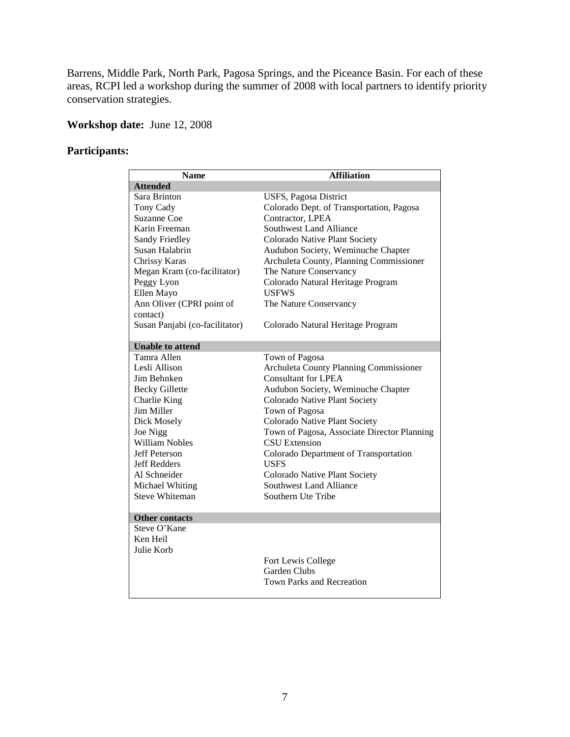Barrens, Middle Park, North Park, Pagosa Springs, and the Piceance Basin. For each of these areas, RCPI led a workshop during the summer of 2008 with local partners to identify priority conservation strategies.

**Workshop date:** June 12, 2008

**Participants:**

| Name | Affiliation |
|---|---|
| **Attended** | |
| Sara Brinton | USFS, Pagosa District |
| Tony Cady | Colorado Dept. of Transportation, Pagosa |
| Suzanne Coe | Contractor, LPEA |
| Karin Freeman | Southwest Land Alliance |
| Sandy Friedley | Colorado Native Plant Society |
| Susan Halabrin | Audubon Society, Weminuche Chapter |
| Chrissy Karas | Archuleta County, Planning Commissioner |
| Megan Kram (co-facilitator) | The Nature Conservancy |
| Peggy Lyon | Colorado Natural Heritage Program |
| Ellen Mayo | USFWS |
| Ann Oliver (CPRI point of contact) | The Nature Conservancy |
| Susan Panjabi (co-facilitator) | Colorado Natural Heritage Program |
| **Unable to attend** | |
| Tamra Allen | Town of Pagosa |
| Lesli Allison | Archuleta County Planning Commissioner |
| Jim Behnken | Consultant for LPEA |
| Becky Gillette | Audubon Society, Weminuche Chapter |
| Charlie King | Colorado Native Plant Society |
| Jim Miller | Town of Pagosa |
| Dick Mosely | Colorado Native Plant Society |
| Joe Nigg | Town of Pagosa, Associate Director Planning |
| William Nobles | CSU Extension |
| Jeff Peterson | Colorado Department of Transportation |
| Jeff Redders | USFS |
| Al Schneider | Colorado Native Plant Society |
| Michael Whiting | Southwest Land Alliance |
| Steve Whiteman | Southern Ute Tribe |
| **Other contacts** | |
| Steve O'Kane | |
| Ken Heil | |
| Julie Korb | |
| | Fort Lewis College |
| | Garden Clubs |
| | Town Parks and Recreation |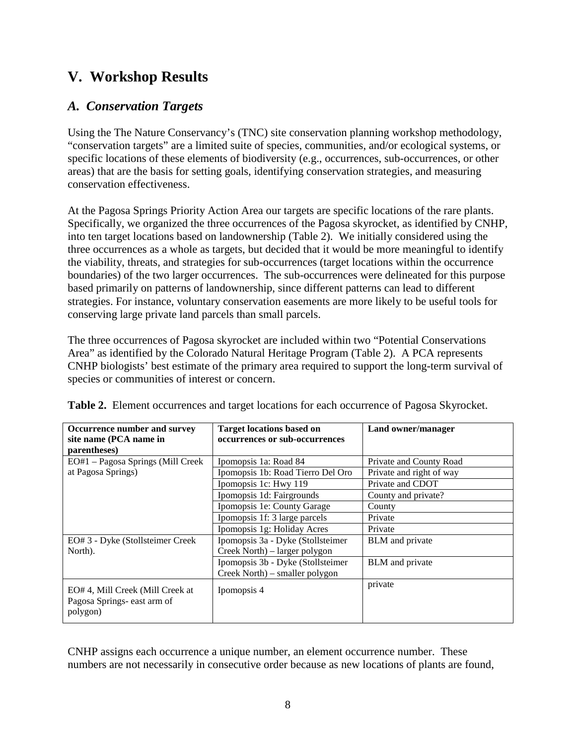# V. Workshop Results

## *A. Conservation Targets*

Using the The Nature Conservancy's (TNC) site conservation planning workshop methodology, "conservation targets" are a limited suite of species, communities, and/or ecological systems, or specific locations of these elements of biodiversity (e.g., occurrences, sub-occurrences, or other areas) that are the basis for setting goals, identifying conservation strategies, and measuring conservation effectiveness.

At the Pagosa Springs Priority Action Area our targets are specific locations of the rare plants. Specifically, we organized the three occurrences of the Pagosa skyrocket, as identified by CNHP, into ten target locations based on landownership (Table 2). We initially considered using the three occurrences as a whole as targets, but decided that it would be more meaningful to identify the viability, threats, and strategies for sub-occurrences (target locations within the occurrence boundaries) of the two larger occurrences. The sub-occurrences were delineated for this purpose based primarily on patterns of landownership, since different patterns can lead to different strategies. For instance, voluntary conservation easements are more likely to be useful tools for conserving large private land parcels than small parcels.

The three occurrences of Pagosa skyrocket are included within two "Potential Conservations Area" as identified by the Colorado Natural Heritage Program (Table 2). A PCA represents CNHP biologists' best estimate of the primary area required to support the long-term survival of species or communities of interest or concern.

**Table 2.** Element occurrences and target locations for each occurrence of Pagosa Skyrocket.

| Occurrence number and survey site name (PCA name in parentheses) | Target locations based on occurrences or sub-occurrences | Land owner/manager |
|---|---|---|
| EO#1 – Pagosa Springs (Mill Creek at Pagosa Springs) | Ipomopsis 1a: Road 84 | Private and County Road |
| | Ipomopsis 1b: Road Tierro Del Oro | Private and right of way |
| | Ipomopsis 1c: Hwy 119 | Private and CDOT |
| | Ipomopsis 1d: Fairgrounds | County and private? |
| | Ipomopsis 1e: County Garage | County |
| | Ipomopsis 1f: 3 large parcels | Private |
| | Ipomopsis 1g: Holiday Acres | Private |
| EO# 3 - Dyke (Stollsteimer Creek North). | Ipomopsis 3a - Dyke (Stollsteimer Creek North) – larger polygon | BLM and private |
| | Ipomopsis 3b - Dyke (Stollsteimer Creek North) – smaller polygon | BLM and private |
| EO# 4, Mill Creek (Mill Creek at Pagosa Springs- east arm of polygon) | Ipomopsis 4 | private |

CNHP assigns each occurrence a unique number, an element occurrence number. These numbers are not necessarily in consecutive order because as new locations of plants are found,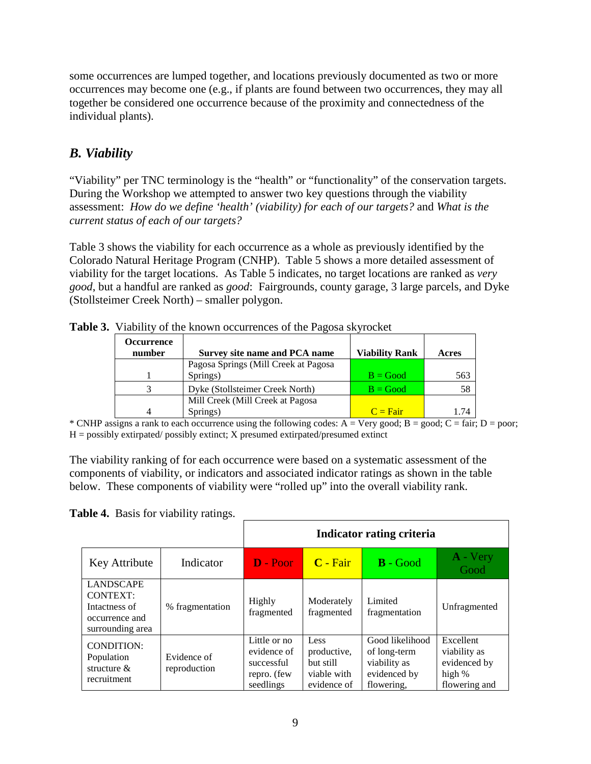some occurrences are lumped together, and locations previously documented as two or more occurrences may become one (e.g., if plants are found between two occurrences, they may all together be considered one occurrence because of the proximity and connectedness of the individual plants).

## *B. Viability*

"Viability" per TNC terminology is the "health" or "functionality" of the conservation targets. During the Workshop we attempted to answer two key questions through the viability assessment: *How do we define 'health' (viability) for each of our targets?* and *What is the current status of each of our targets?*

Table 3 shows the viability for each occurrence as a whole as previously identified by the Colorado Natural Heritage Program (CNHP). Table 5 shows a more detailed assessment of viability for the target locations. As Table 5 indicates, no target locations are ranked as *very good*, but a handful are ranked as *good*: Fairgrounds, county garage, 3 large parcels, and Dyke (Stollsteimer Creek North) – smaller polygon.

**Table 3.** Viability of the known occurrences of the Pagosa skyrocket

| Occurrence number | Survey site name and PCA name | Viability Rank | Acres |
|---|---|---|---|
| 1 | Pagosa Springs (Mill Creek at Pagosa Springs) | B = Good | 563 |
| 3 | Dyke (Stollsteimer Creek North) | B = Good | 58 |
| 4 | Mill Creek (Mill Creek at Pagosa Springs) | C = Fair | 1.74 |

* CNHP assigns a rank to each occurrence using the following codes: A = Very good; B = good; C = fair; D = poor; H = possibly extirpated/ possibly extinct; X presumed extirpated/presumed extinct

The viability ranking of for each occurrence were based on a systematic assessment of the components of viability, or indicators and associated indicator ratings as shown in the table below. These components of viability were "rolled up" into the overall viability rank.

**Table 4.** Basis for viability ratings.

| | | Indicator rating criteria | | | |
|---|---|---|---|---|---|
| Key Attribute | Indicator | **D** - Poor | **C** - Fair | **B** - Good | **A** - Very Good |
| LANDSCAPE CONTEXT: Intactness of occurrence and surrounding area | % fragmentation | Highly fragmented | Moderately fragmented | Limited fragmentation | Unfragmented |
| CONDITION: Population structure & recruitment | Evidence of reproduction | Little or no evidence of successful repro. (few seedlings | Less productive, but still viable with evidence of | Good likelihood of long-term viability as evidenced by flowering, | Excellent viability as evidenced by high % flowering and |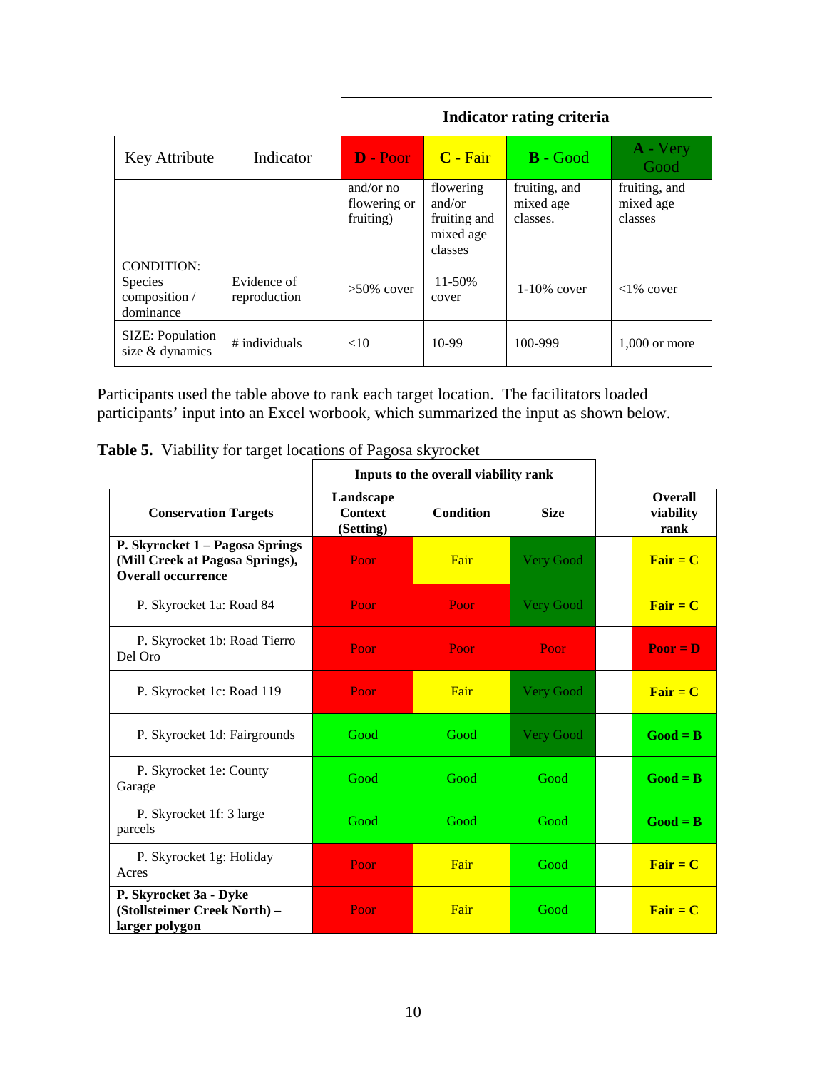| | | Indicator rating criteria | | | |
|---|---|---|---|---|---|
| Key Attribute | Indicator | **D** - Poor | **C** - Fair | **B** - Good | **A** - Very Good |
| | | and/or no flowering or fruiting) | flowering and/or fruiting and mixed age classes | fruiting, and mixed age classes. | fruiting, and mixed age classes |
| CONDITION: Species composition / dominance | Evidence of reproduction | >50% cover | 11-50% cover | 1-10% cover | <1% cover |
| SIZE: Population size & dynamics | # individuals | <10 | 10-99 | 100-999 | 1,000 or more |

Participants used the table above to rank each target location. The facilitators loaded participants' input into an Excel worbook, which summarized the input as shown below.

**Table 5.** Viability for target locations of Pagosa skyrocket

| | Inputs to the overall viability rank | | | | |
|---|---|---|---|---|---|
| **Conservation Targets** | **Landscape Context (Setting)** | **Condition** | **Size** | | **Overall viability rank** |
| **P. Skyrocket 1 – Pagosa Springs (Mill Creek at Pagosa Springs), Overall occurrence** | Poor | Fair | Very Good | | **Fair = C** |
| P. Skyrocket 1a: Road 84 | Poor | Poor | Very Good | | **Fair = C** |
| P. Skyrocket 1b: Road Tierro Del Oro | Poor | Poor | Poor | | **Poor = D** |
| P. Skyrocket 1c: Road 119 | Poor | Fair | Very Good | | **Fair = C** |
| P. Skyrocket 1d: Fairgrounds | Good | Good | Very Good | | **Good = B** |
| P. Skyrocket 1e: County Garage | Good | Good | Good | | **Good = B** |
| P. Skyrocket 1f: 3 large parcels | Good | Good | Good | | **Good = B** |
| P. Skyrocket 1g: Holiday Acres | Poor | Fair | Good | | **Fair = C** |
| **P. Skyrocket 3a - Dyke (Stollsteimer Creek North) – larger polygon** | Poor | Fair | Good | | **Fair = C** |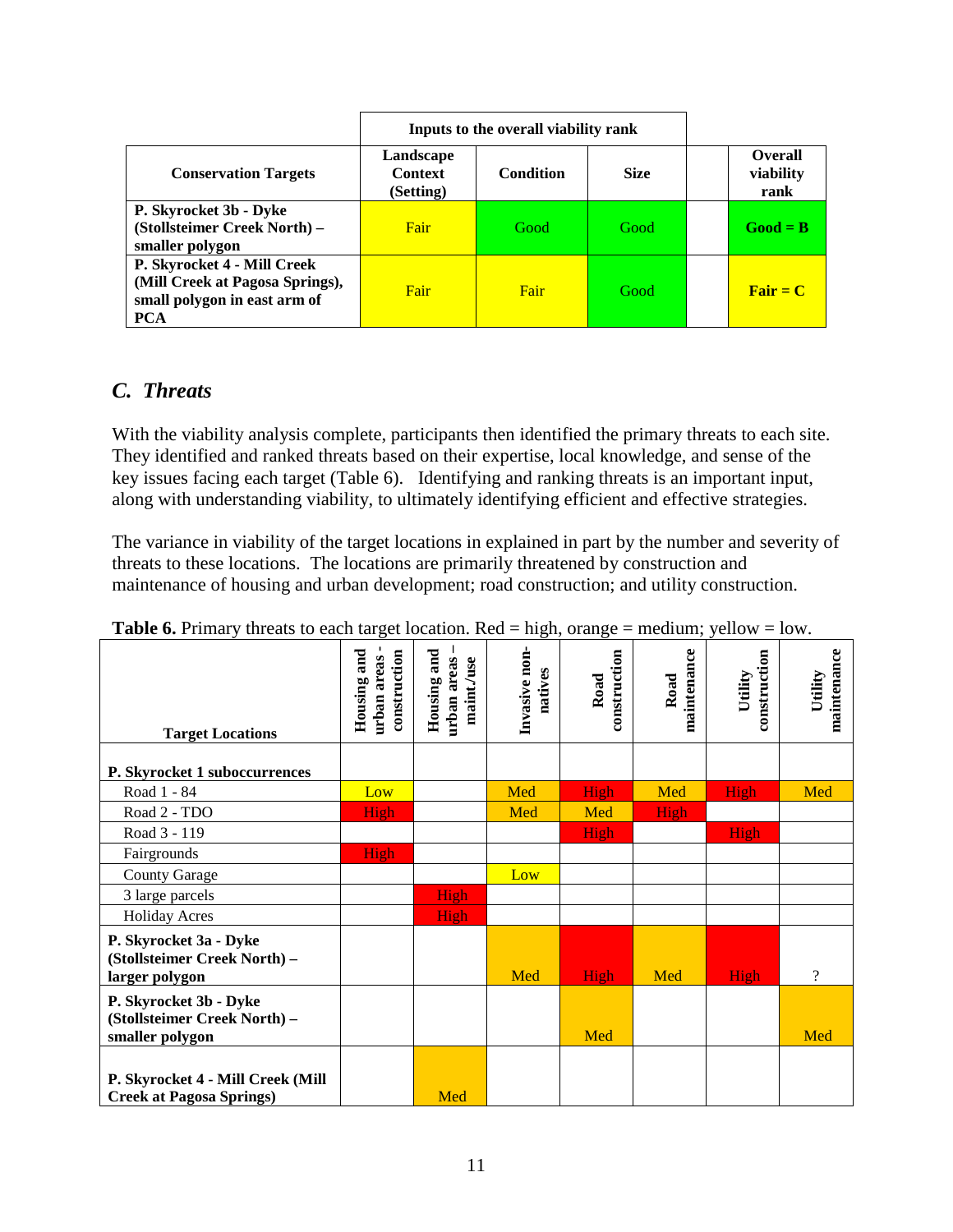| | Inputs to the overall viability rank | | | | |
|---|---|---|---|---|---|
| **Conservation Targets** | **Landscape Context (Setting)** | **Condition** | **Size** | | **Overall viability rank** |
| **P. Skyrocket 3b - Dyke (Stollsteimer Creek North) – smaller polygon** | Fair | Good | Good | | **Good = B** |
| **P. Skyrocket 4 - Mill Creek (Mill Creek at Pagosa Springs), small polygon in east arm of PCA** | Fair | Fair | Good | | **Fair = C** |

## *C. Threats*

With the viability analysis complete, participants then identified the primary threats to each site. They identified and ranked threats based on their expertise, local knowledge, and sense of the key issues facing each target (Table 6). Identifying and ranking threats is an important input, along with understanding viability, to ultimately identifying efficient and effective strategies.

The variance in viability of the target locations in explained in part by the number and severity of threats to these locations. The locations are primarily threatened by construction and maintenance of housing and urban development; road construction; and utility construction.

**Table 6.** Primary threats to each target location. Red = high, orange = medium; yellow = low.

| **Target Locations** | **Housing and urban areas - construction** | **Housing and urban areas – maint./use** | **Invasive non-natives** | **Road construction** | **Road maintenance** | **Utility construction** | **Utility maintenance** |
|---|---|---|---|---|---|---|---|
| **P. Skyrocket 1 suboccurrences** | | | | | | | |
| Road 1 - 84 | Low | | Med | High | Med | High | Med |
| Road 2 - TDO | High | | Med | Med | High | | |
| Road 3 - 119 | | | | High | | High | |
| Fairgrounds | High | | | | | | |
| County Garage | | | Low | | | | |
| 3 large parcels | | High | | | | | |
| Holiday Acres | | High | | | | | |
| **P. Skyrocket 3a - Dyke (Stollsteimer Creek North) – larger polygon** | | | Med | High | Med | High | ? |
| **P. Skyrocket 3b - Dyke (Stollsteimer Creek North) – smaller polygon** | | | | Med | | | Med |
| **P. Skyrocket 4 - Mill Creek (Mill Creek at Pagosa Springs)** | | Med | | | | | |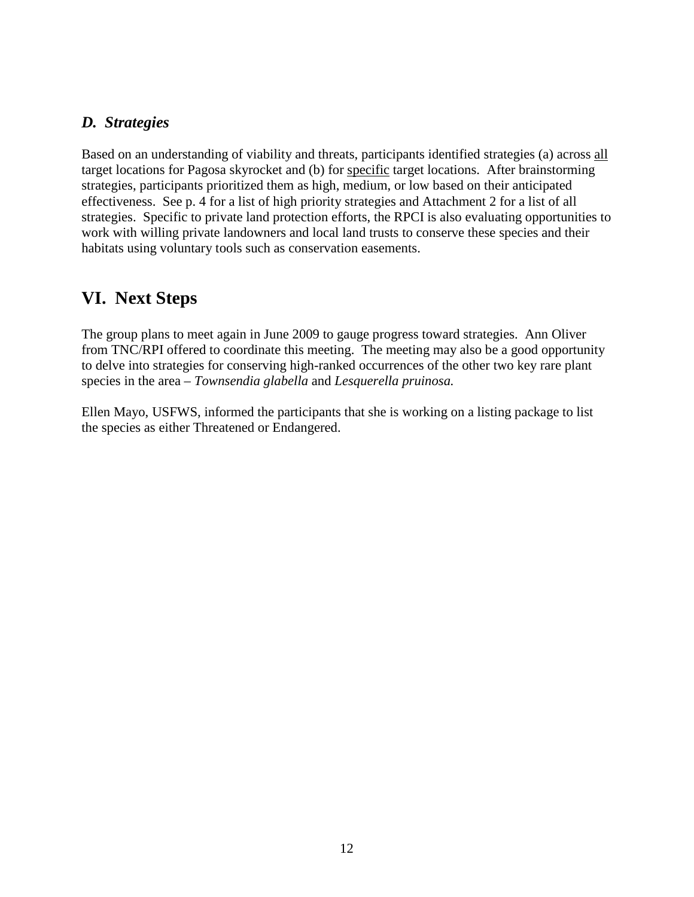### *D. Strategies*

Based on an understanding of viability and threats, participants identified strategies (a) across all target locations for Pagosa skyrocket and (b) for specific target locations. After brainstorming strategies, participants prioritized them as high, medium, or low based on their anticipated effectiveness. See p. 4 for a list of high priority strategies and Attachment 2 for a list of all strategies. Specific to private land protection efforts, the RPCI is also evaluating opportunities to work with willing private landowners and local land trusts to conserve these species and their habitats using voluntary tools such as conservation easements.

## VI. Next Steps

The group plans to meet again in June 2009 to gauge progress toward strategies. Ann Oliver from TNC/RPI offered to coordinate this meeting. The meeting may also be a good opportunity to delve into strategies for conserving high-ranked occurrences of the other two key rare plant species in the area – *Townsendia glabella* and *Lesquerella pruinosa.*

Ellen Mayo, USFWS, informed the participants that she is working on a listing package to list the species as either Threatened or Endangered.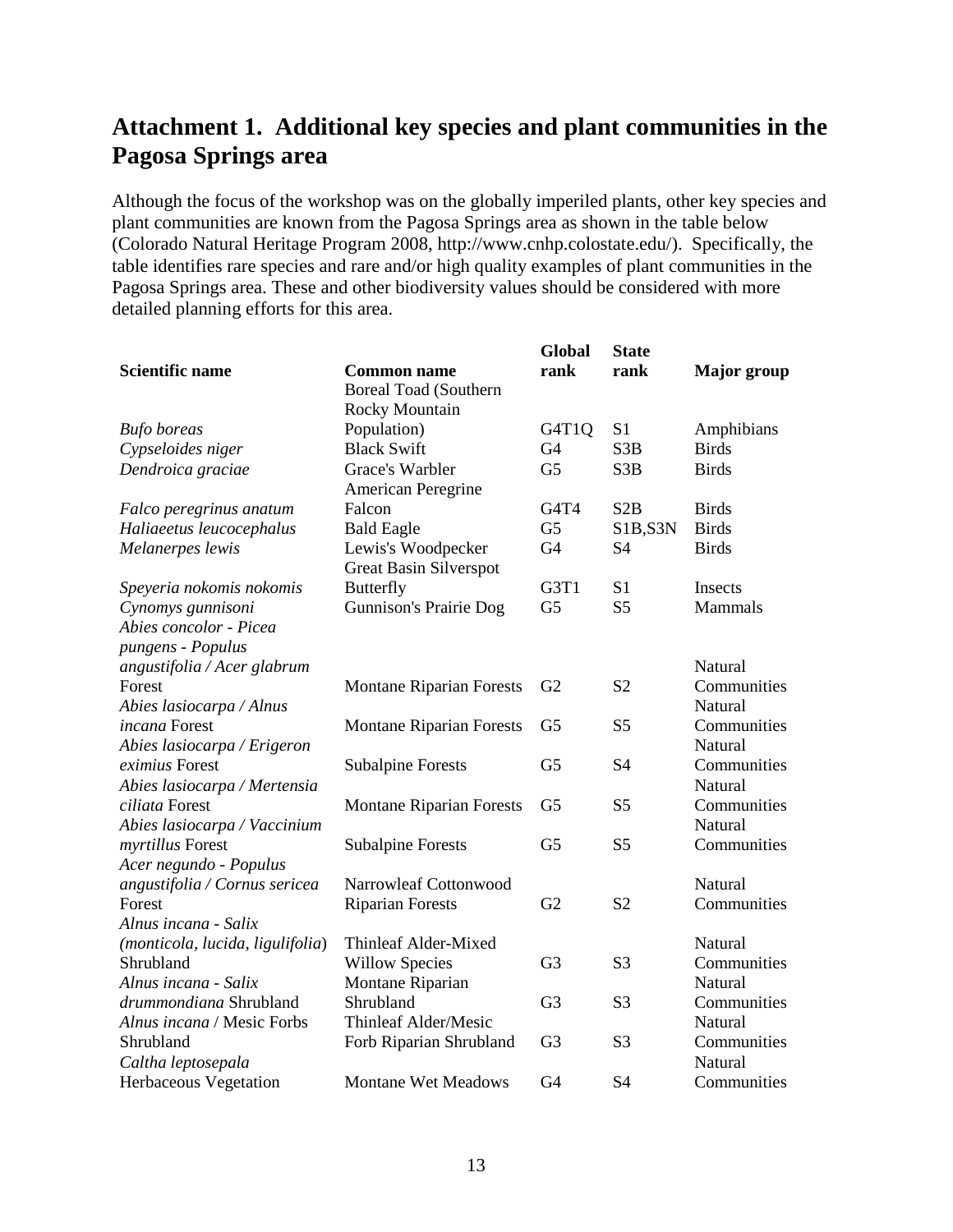## Attachment 1. Additional key species and plant communities in the Pagosa Springs area

Although the focus of the workshop was on the globally imperiled plants, other key species and plant communities are known from the Pagosa Springs area as shown in the table below (Colorado Natural Heritage Program 2008, http://www.cnhp.colostate.edu/). Specifically, the table identifies rare species and rare and/or high quality examples of plant communities in the Pagosa Springs area. These and other biodiversity values should be considered with more detailed planning efforts for this area.

| Scientific name | Common name | Global rank | State rank | Major group |
|---|---|---|---|---|
| *Bufo boreas* | Boreal Toad (Southern Rocky Mountain Population) | G4T1Q | S1 | Amphibians |
| *Cypseloides niger* | Black Swift | G4 | S3B | Birds |
| *Dendroica graciae* | Grace's Warbler | G5 | S3B | Birds |
| *Falco peregrinus anatum* | American Peregrine Falcon | G4T4 | S2B | Birds |
| *Haliaeetus leucocephalus* | Bald Eagle | G5 | S1B,S3N | Birds |
| *Melanerpes lewis* | Lewis's Woodpecker | G4 | S4 | Birds |
| *Speyeria nokomis nokomis* | Great Basin Silverspot Butterfly | G3T1 | S1 | Insects |
| *Cynomys gunnisoni* | Gunnison's Prairie Dog | G5 | S5 | Mammals |
| *Abies concolor - Picea pungens - Populus angustifolia / Acer glabrum* Forest | Montane Riparian Forests | G2 | S2 | Natural Communities |
| *Abies lasiocarpa / Alnus incana* Forest | Montane Riparian Forests | G5 | S5 | Natural Communities |
| *Abies lasiocarpa / Erigeron eximius* Forest | Subalpine Forests | G5 | S4 | Natural Communities |
| *Abies lasiocarpa / Mertensia ciliata* Forest | Montane Riparian Forests | G5 | S5 | Natural Communities |
| *Abies lasiocarpa / Vaccinium myrtillus* Forest | Subalpine Forests | G5 | S5 | Natural Communities |
| *Acer negundo - Populus angustifolia / Cornus sericea* Forest | Narrowleaf Cottonwood Riparian Forests | G2 | S2 | Natural Communities |
| *Alnus incana - Salix (monticola, lucida, ligulifolia)* Shrubland | Thinleaf Alder-Mixed Willow Species | G3 | S3 | Natural Communities |
| *Alnus incana - Salix drummondiana* Shrubland | Montane Riparian Shrubland | G3 | S3 | Natural Communities |
| *Alnus incana* / Mesic Forbs Shrubland | Thinleaf Alder/Mesic Forb Riparian Shrubland | G3 | S3 | Natural Communities |
| *Caltha leptosepala* Herbaceous Vegetation | Montane Wet Meadows | G4 | S4 | Natural Communities |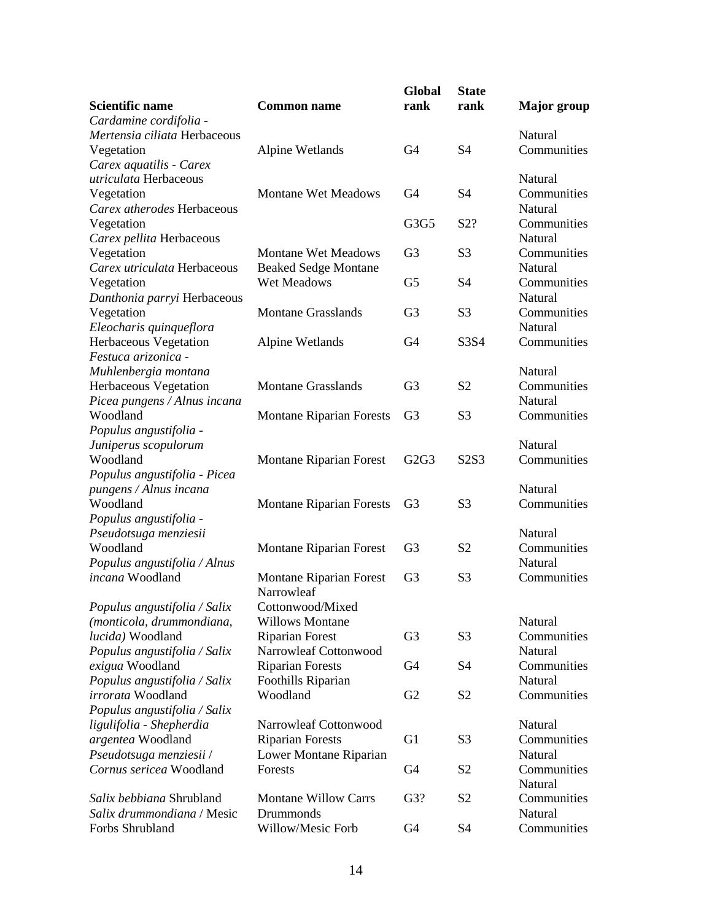| Scientific name | Common name | Global rank | State rank | Major group |
|---|---|---|---|---|
| *Cardamine cordifolia - Mertensia ciliata* Herbaceous Vegetation | Alpine Wetlands | G4 | S4 | Natural Communities |
| *Carex aquatilis - Carex utriculata* Herbaceous Vegetation | Montane Wet Meadows | G4 | S4 | Natural Communities |
| *Carex atherodes* Herbaceous Vegetation | | G3G5 | S2? | Natural Communities |
| *Carex pellita* Herbaceous Vegetation | Montane Wet Meadows | G3 | S3 | Natural Communities |
| *Carex utriculata* Herbaceous Vegetation | Beaked Sedge Montane Wet Meadows | G5 | S4 | Natural Communities |
| *Danthonia parryi* Herbaceous Vegetation | Montane Grasslands | G3 | S3 | Natural Communities |
| *Eleocharis quinqueflora* Herbaceous Vegetation | Alpine Wetlands | G4 | S3S4 | Natural Communities |
| *Festuca arizonica - Muhlenbergia montana* Herbaceous Vegetation | Montane Grasslands | G3 | S2 | Natural Communities |
| *Picea pungens / Alnus incana* Woodland | Montane Riparian Forests | G3 | S3 | Natural Communities |
| *Populus angustifolia - Juniperus scopulorum* Woodland | Montane Riparian Forest | G2G3 | S2S3 | Natural Communities |
| *Populus angustifolia - Picea pungens / Alnus incana* Woodland | Montane Riparian Forests | G3 | S3 | Natural Communities |
| *Populus angustifolia - Pseudotsuga menziesii* Woodland | Montane Riparian Forest | G3 | S2 | Natural Communities |
| *Populus angustifolia / Alnus incana* Woodland | Montane Riparian Forest | G3 | S3 | Natural Communities |
| *Populus angustifolia / Salix (monticola, drummondiana, lucida)* Woodland | Narrowleaf Cottonwood/Mixed Willows Montane Riparian Forest | G3 | S3 | Natural Communities |
| *Populus angustifolia / Salix exigua* Woodland | Narrowleaf Cottonwood Riparian Forests | G4 | S4 | Natural Communities |
| *Populus angustifolia / Salix irrorata* Woodland | Foothills Riparian Woodland | G2 | S2 | Natural Communities |
| *Populus angustifolia / Salix ligulifolia - Shepherdia argentea* Woodland | Narrowleaf Cottonwood Riparian Forests | G1 | S3 | Natural Communities |
| *Pseudotsuga menziesii / Cornus sericea* Woodland | Lower Montane Riparian Forests | G4 | S2 | Natural Communities |
| *Salix bebbiana* Shrubland | Montane Willow Carrs | G3? | S2 | Natural Communities |
| *Salix drummondiana* / Mesic Forbs Shrubland | Drummonds Willow/Mesic Forb | G4 | S4 | Natural Communities |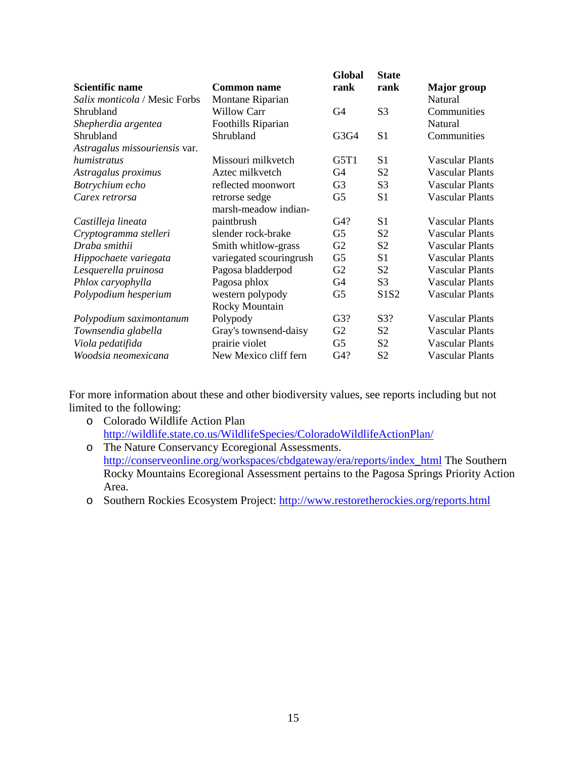| Scientific name | Common name | Global rank | State rank | Major group |
|---|---|---|---|---|
| *Salix monticola* / Mesic Forbs Shrubland | Montane Riparian Willow Carr | G4 | S3 | Natural Communities |
| *Shepherdia argentea* Shrubland | Foothills Riparian Shrubland | G3G4 | S1 | Natural Communities |
| *Astragalus missouriensis* var. *humistratus* | Missouri milkvetch | G5T1 | S1 | Vascular Plants |
| *Astragalus proximus* | Aztec milkvetch | G4 | S2 | Vascular Plants |
| *Botrychium echo* | reflected moonwort | G3 | S3 | Vascular Plants |
| *Carex retrorsa* | retrorse sedge | G5 | S1 | Vascular Plants |
| *Castilleja lineata* | marsh-meadow indian-paintbrush | G4? | S1 | Vascular Plants |
| *Cryptogramma stelleri* | slender rock-brake | G5 | S2 | Vascular Plants |
| *Draba smithii* | Smith whitlow-grass | G2 | S2 | Vascular Plants |
| *Hippochaete variegata* | variegated scouringrush | G5 | S1 | Vascular Plants |
| *Lesquerella pruinosa* | Pagosa bladderpod | G2 | S2 | Vascular Plants |
| *Phlox caryophylla* | Pagosa phlox | G4 | S3 | Vascular Plants |
| *Polypodium hesperium* | western polypody | G5 | S1S2 | Vascular Plants |
| *Polypodium saximontanum* | Rocky Mountain Polypody | G3? | S3? | Vascular Plants |
| *Townsendia glabella* | Gray's townsend-daisy | G2 | S2 | Vascular Plants |
| *Viola pedatifida* | prairie violet | G5 | S2 | Vascular Plants |
| *Woodsia neomexicana* | New Mexico cliff fern | G4? | S2 | Vascular Plants |

For more information about these and other biodiversity values, see reports including but not limited to the following:

- Colorado Wildlife Action Plan http://wildlife.state.co.us/WildlifeSpecies/ColoradoWildlifeActionPlan/
- The Nature Conservancy Ecoregional Assessments. http://conserveonline.org/workspaces/cbdgateway/era/reports/index_html The Southern Rocky Mountains Ecoregional Assessment pertains to the Pagosa Springs Priority Action Area.
- Southern Rockies Ecosystem Project: http://www.restoretherockies.org/reports.html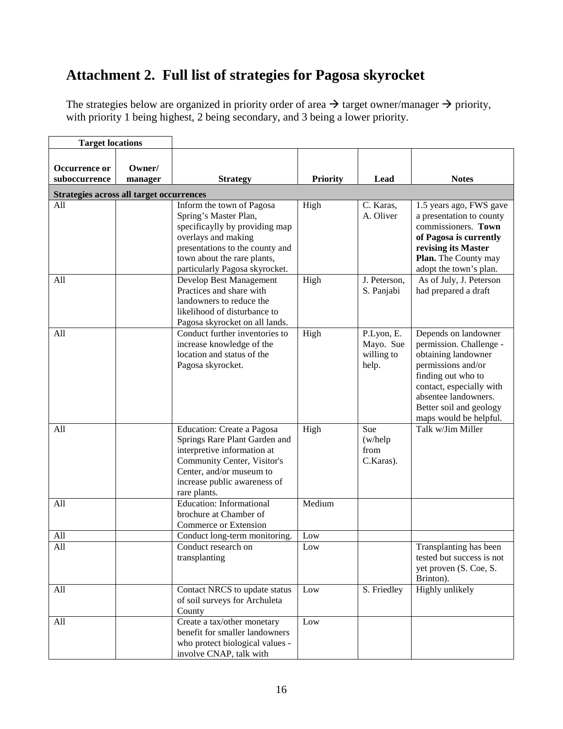## Attachment 2. Full list of strategies for Pagosa skyrocket

The strategies below are organized in priority order of area → target owner/manager → priority, with priority 1 being highest, 2 being secondary, and 3 being a lower priority.

| Target locations | | | | | |
|---|---|---|---|---|---|
| Occurrence or suboccurrence | Owner/ manager | Strategy | Priority | Lead | Notes |
| **Strategies across all target occurrences** | | | | | |
| All | | Inform the town of Pagosa Spring's Master Plan, specificaylly by providing map overlays and making presentations to the county and town about the rare plants, particularly Pagosa skyrocket. | High | C. Karas, A. Oliver | 1.5 years ago, FWS gave a presentation to county commissioners. **Town of Pagosa is currently revising its Master Plan.** The County may adopt the town's plan. |
| All | | Develop Best Management Practices and share with landowners to reduce the likelihood of disturbance to Pagosa skyrocket on all lands. | High | J. Peterson, S. Panjabi | As of July, J. Peterson had prepared a draft |
| All | | Conduct further inventories to increase knowledge of the location and status of the Pagosa skyrocket. | High | P.Lyon, E. Mayo. Sue willing to help. | Depends on landowner permission. Challenge - obtaining landowner permissions and/or finding out who to contact, especially with absentee landowners. Better soil and geology maps would be helpful. |
| All | | Education: Create a Pagosa Springs Rare Plant Garden and interpretive information at Community Center, Visitor's Center, and/or museum to increase public awareness of rare plants. | High | Sue (w/help from C.Karas). | Talk w/Jim Miller |
| All | | Education: Informational brochure at Chamber of Commerce or Extension | Medium | | |
| All | | Conduct long-term monitoring. | Low | | |
| All | | Conduct research on transplanting | Low | | Transplanting has been tested but success is not yet proven (S. Coe, S. Brinton). |
| All | | Contact NRCS to update status of soil surveys for Archuleta County | Low | S. Friedley | Highly unlikely |
| All | | Create a tax/other monetary benefit for smaller landowners who protect biological values - involve CNAP, talk with | Low | | |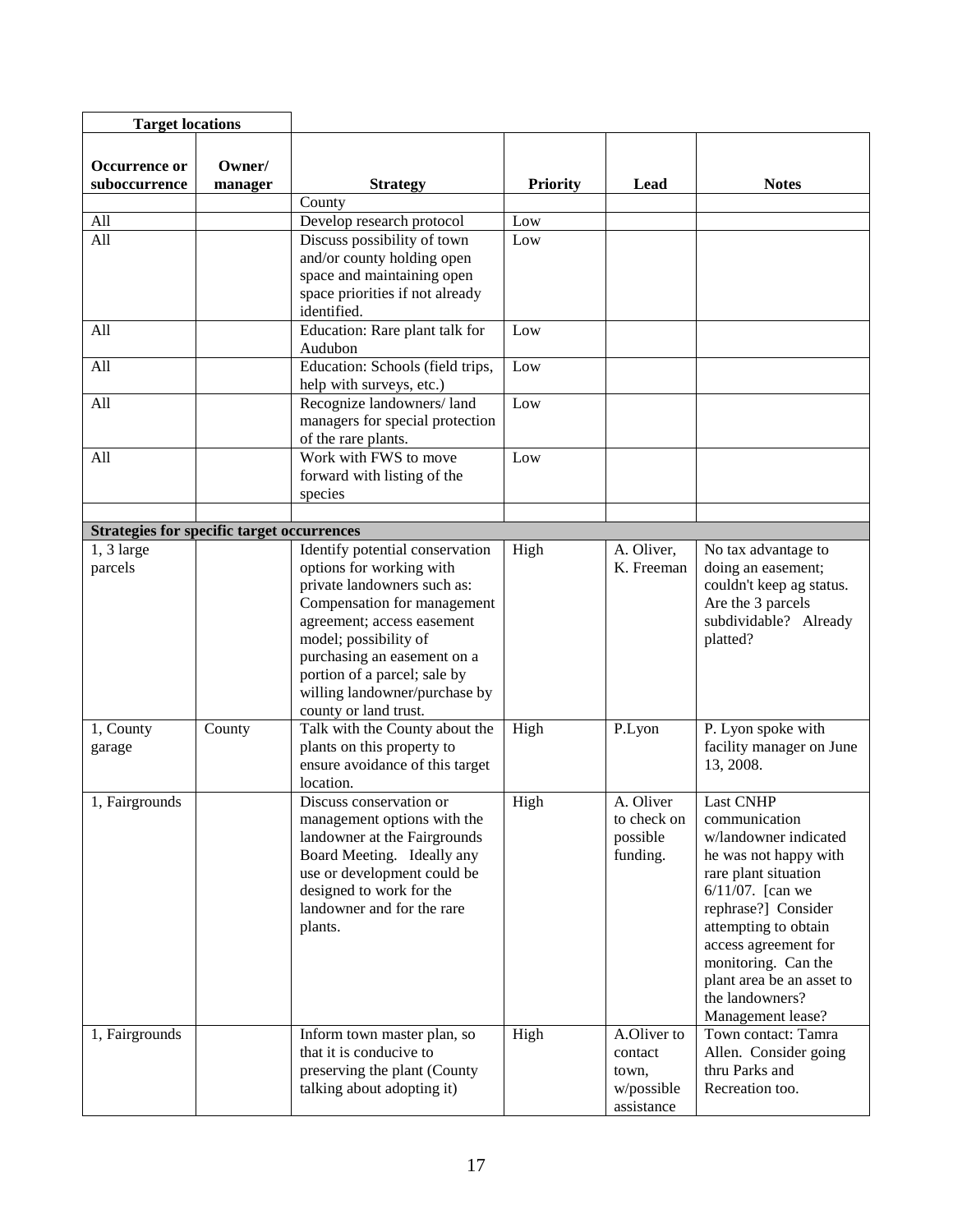| Target locations | | | | | |
|---|---|---|---|---|---|
| **Occurrence or suboccurrence** | **Owner/ manager** | **Strategy** | **Priority** | **Lead** | **Notes** |
| | | County | | | |
| All | | Develop research protocol | Low | | |
| All | | Discuss possibility of town and/or county holding open space and maintaining open space priorities if not already identified. | Low | | |
| All | | Education: Rare plant talk for Audubon | Low | | |
| All | | Education: Schools (field trips, help with surveys, etc.) | Low | | |
| All | | Recognize landowners/ land managers for special protection of the rare plants. | Low | | |
| All | | Work with FWS to move forward with listing of the species | Low | | |
| | | | | | |
| **Strategies for specific target occurrences** | | | | | |
| 1, 3 large parcels | | Identify potential conservation options for working with private landowners such as: Compensation for management agreement; access easement model; possibility of purchasing an easement on a portion of a parcel; sale by willing landowner/purchase by county or land trust. | High | A. Oliver, K. Freeman | No tax advantage to doing an easement; couldn't keep ag status. Are the 3 parcels subdividable? Already platted? |
| 1, County garage | County | Talk with the County about the plants on this property to ensure avoidance of this target location. | High | P.Lyon | P. Lyon spoke with facility manager on June 13, 2008. |
| 1, Fairgrounds | | Discuss conservation or management options with the landowner at the Fairgrounds Board Meeting. Ideally any use or development could be designed to work for the landowner and for the rare plants. | High | A. Oliver to check on possible funding. | Last CNHP communication w/landowner indicated he was not happy with rare plant situation 6/11/07. [can we rephrase?] Consider attempting to obtain access agreement for monitoring. Can the plant area be an asset to the landowners? Management lease? |
| 1, Fairgrounds | | Inform town master plan, so that it is conducive to preserving the plant (County talking about adopting it) | High | A.Oliver to contact town, w/possible assistance | Town contact: Tamra Allen. Consider going thru Parks and Recreation too. |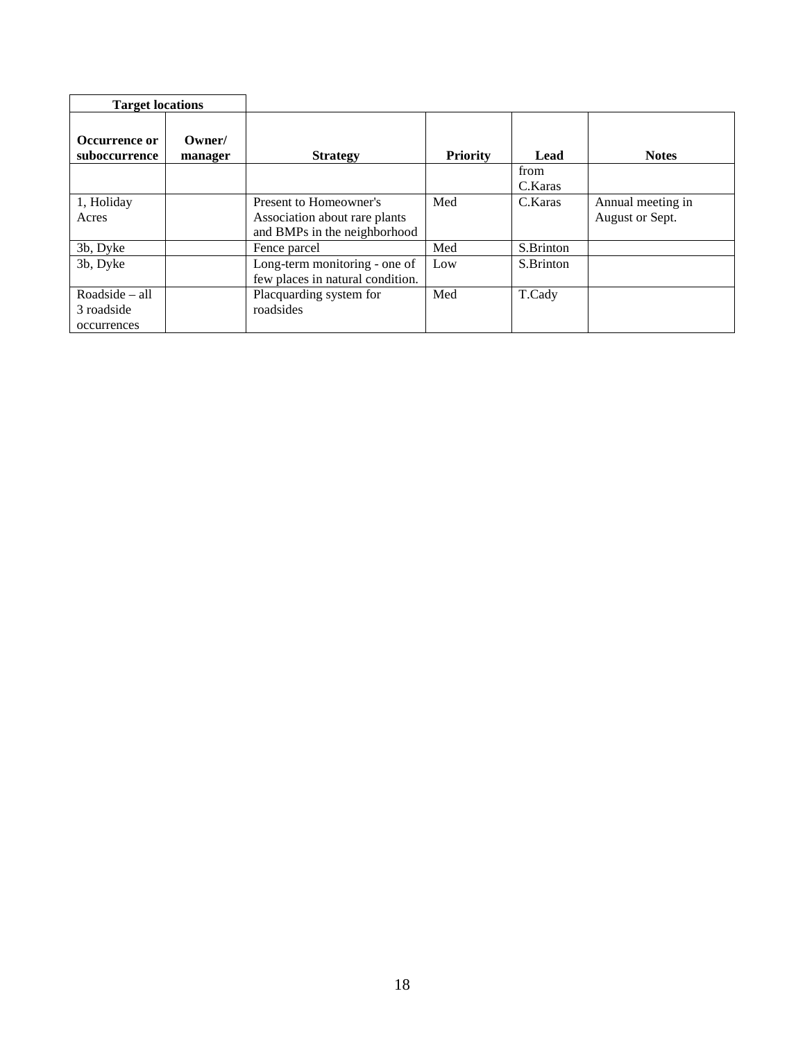| Target locations | | | | | |
|---|---|---|---|---|---|
| **Occurrence or suboccurrence** | **Owner/ manager** | **Strategy** | **Priority** | **Lead** | **Notes** |
| | | | | from C.Karas | |
| 1, Holiday Acres | | Present to Homeowner's Association about rare plants and BMPs in the neighborhood | Med | C.Karas | Annual meeting in August or Sept. |
| 3b, Dyke | | Fence parcel | Med | S.Brinton | |
| 3b, Dyke | | Long-term monitoring - one of few places in natural condition. | Low | S.Brinton | |
| Roadside – all 3 roadside occurrences | | Placquarding system for roadsides | Med | T.Cady | |